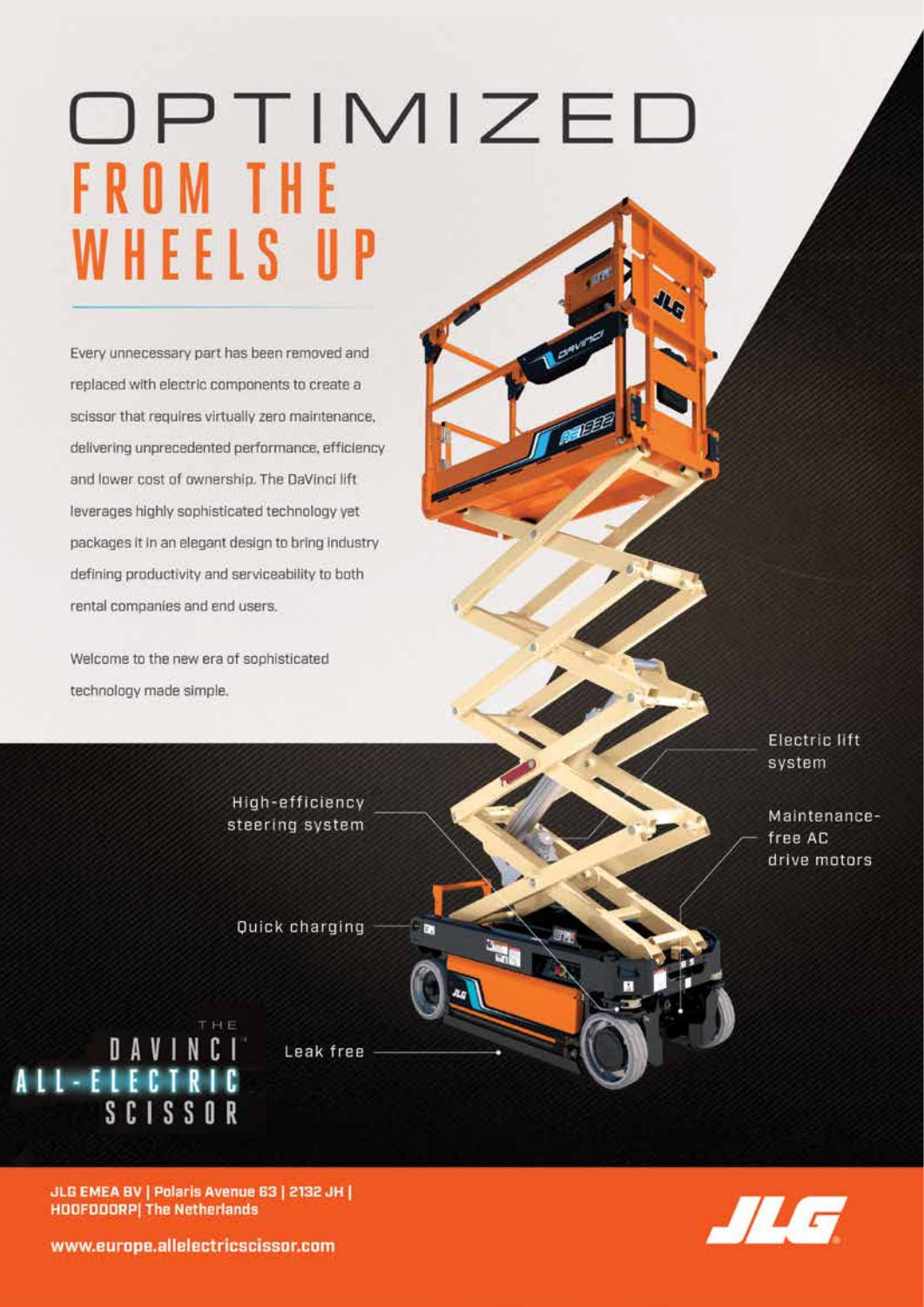# OPTIMIZED FROM THE WHEELS UP

Every unnecessary part has been removed and replaced with electric components to create a scissor that requires virtually zero maintenance, delivering unprecedented performance, efficiency and lower cost of ownership. The DaVinci lift leverages highly sophisticated technology yet packages it in an elegant design to bring industry defining productivity and serviceability to both rental companies and end users.

Welcome to the new era of sophisticated technology made simple.

- High-efficiency steering system
- Quick charging
- Leak free
- Electric lift system
- Maintenance-free AC drive motors

THE DAVINCI ALL-ELECTRIC SCISSOR

**JLG EMEA BV | Polaris Avenue 63 | 2132 JH | HOOFDDORP| The Netherlands**

**www.europe.allelectricscissor.com**

JLG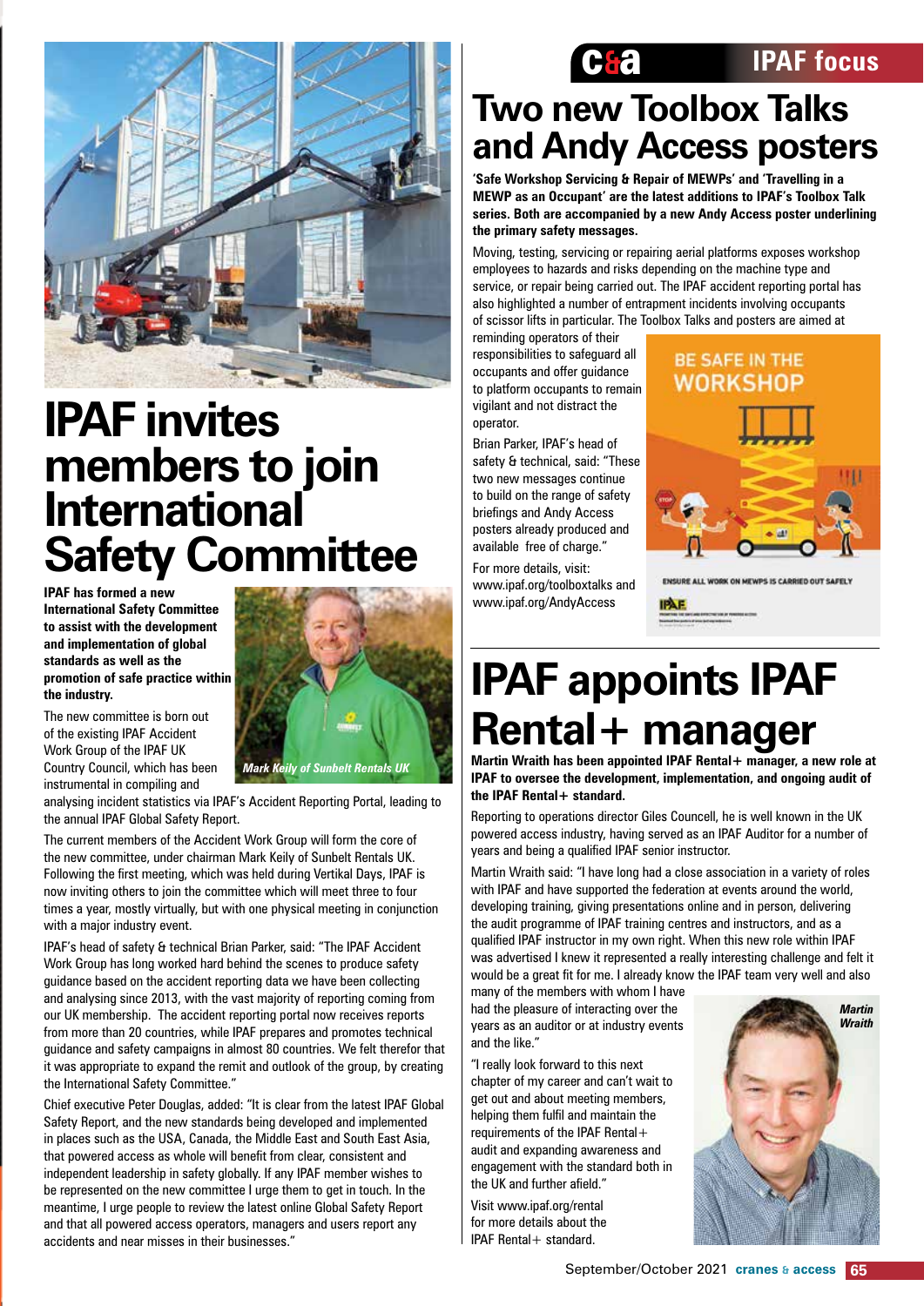# IPAF invites members to join International Safety Committee

**IPAF has formed a new International Safety Committee to assist with the development and implementation of global standards as well as the promotion of safe practice within the industry.**

*Mark Keily of Sunbelt Rentals UK*

The new committee is born out of the existing IPAF Accident Work Group of the IPAF UK Country Council, which has been instrumental in compiling and analysing incident statistics via IPAF's Accident Reporting Portal, leading to the annual IPAF Global Safety Report.

The current members of the Accident Work Group will form the core of the new committee, under chairman Mark Keily of Sunbelt Rentals UK. Following the first meeting, which was held during Vertikal Days, IPAF is now inviting others to join the committee which will meet three to four times a year, mostly virtually, but with one physical meeting in conjunction with a major industry event.

IPAF's head of safety & technical Brian Parker, said: "The IPAF Accident Work Group has long worked hard behind the scenes to produce safety guidance based on the accident reporting data we have been collecting and analysing since 2013, with the vast majority of reporting coming from our UK membership. The accident reporting portal now receives reports from more than 20 countries, while IPAF prepares and promotes technical guidance and safety campaigns in almost 80 countries. We felt therefor that it was appropriate to expand the remit and outlook of the group, by creating the International Safety Committee."

Chief executive Peter Douglas, added: "It is clear from the latest IPAF Global Safety Report, and the new standards being developed and implemented in places such as the USA, Canada, the Middle East and South East Asia, that powered access as whole will benefit from clear, consistent and independent leadership in safety globally. If any IPAF member wishes to be represented on the new committee I urge them to get in touch. In the meantime, I urge people to review the latest online Global Safety Report and that all powered access operators, managers and users report any accidents and near misses in their businesses."

# Two new Toolbox Talks and Andy Access posters

**'Safe Workshop Servicing & Repair of MEWPs' and 'Travelling in a MEWP as an Occupant' are the latest additions to IPAF's Toolbox Talk series. Both are accompanied by a new Andy Access poster underlining the primary safety messages.**

Moving, testing, servicing or repairing aerial platforms exposes workshop employees to hazards and risks depending on the machine type and service, or repair being carried out. The IPAF accident reporting portal has also highlighted a number of entrapment incidents involving occupants of scissor lifts in particular. The Toolbox Talks and posters are aimed at reminding operators of their responsibilities to safeguard all occupants and offer guidance to platform occupants to remain vigilant and not distract the operator.

Brian Parker, IPAF's head of safety & technical, said: "These two new messages continue to build on the range of safety briefings and Andy Access posters already produced and available free of charge."

For more details, visit: www.ipaf.org/toolboxtalks and www.ipaf.org/AndyAccess

# IPAF appoints IPAF Rental+ manager

**Martin Wraith has been appointed IPAF Rental+ manager, a new role at IPAF to oversee the development, implementation, and ongoing audit of the IPAF Rental+ standard.**

Reporting to operations director Giles Councell, he is well known in the UK powered access industry, having served as an IPAF Auditor for a number of years and being a qualified IPAF senior instructor.

Martin Wraith said: "I have long had a close association in a variety of roles with IPAF and have supported the federation at events around the world, developing training, giving presentations online and in person, delivering the audit programme of IPAF training centres and instructors, and as a qualified IPAF instructor in my own right. When this new role within IPAF was advertised I knew it represented a really interesting challenge and felt it would be a great fit for me. I already know the IPAF team very well and also many of the members with whom I have had the pleasure of interacting over the years as an auditor or at industry events and the like."

"I really look forward to this next chapter of my career and can't wait to get out and about meeting members, helping them fulfil and maintain the requirements of the IPAF Rental+ audit and expanding awareness and engagement with the standard both in the UK and further afield."

Visit www.ipaf.org/rental for more details about the IPAF Rental+ standard.

*Martin Wraith*